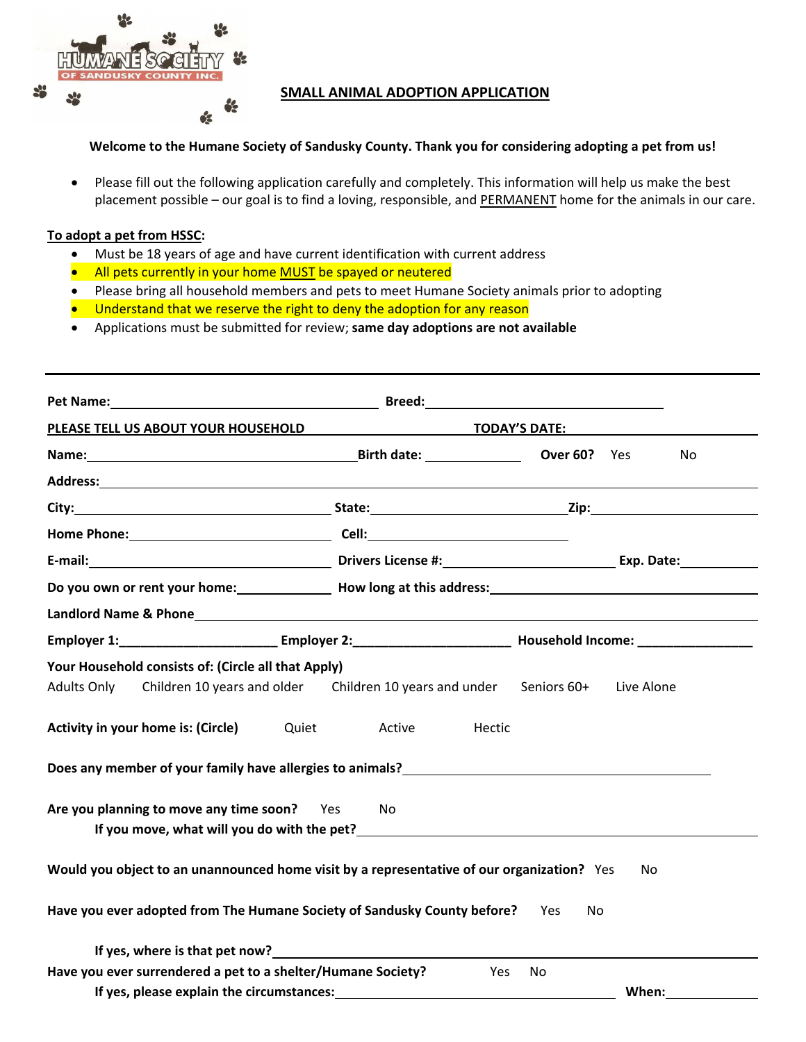HUMANE SOCIETY OF SANDUSKY COUNTY INC.

# SMALL ANIMAL ADOPTION APPLICATION

**Welcome to the Humane Society of Sandusky County. Thank you for considering adopting a pet from us!**

- Please fill out the following application carefully and completely. This information will help us make the best placement possible – our goal is to find a loving, responsible, and PERMANENT home for the animals in our care.

**To adopt a pet from HSSC:**

- Must be 18 years of age and have current identification with current address
- All pets currently in your home MUST be spayed or neutered
- Please bring all household members and pets to meet Humane Society animals prior to adopting
- Understand that we reserve the right to deny the adoption for any reason
- Applications must be submitted for review; **same day adoptions are not available**

---

**Pet Name:** ____________________ **Breed:** ____________________

**PLEASE TELL US ABOUT YOUR HOUSEHOLD** **TODAY'S DATE:** ____________________

**Name:** ____________________ **Birth date:** __________ **Over 60?** Yes No

**Address:** ____________________

**City:** ____________________ **State:** ____________________ **Zip:** ____________________

**Home Phone:** ____________________ **Cell:** ____________________

**E-mail:** ____________________ **Drivers License #:** ____________________ **Exp. Date:** __________

**Do you own or rent your home:** __________ **How long at this address:** ____________________

**Landlord Name & Phone** ____________________

**Employer 1:** ____________________ **Employer 2:** ____________________ **Household Income:** ____________________

**Your Household consists of: (Circle all that Apply)**

Adults Only Children 10 years and older Children 10 years and under Seniors 60+ Live Alone

**Activity in your home is: (Circle)** Quiet Active Hectic

**Does any member of your family have allergies to animals?** ____________________

**Are you planning to move any time soon?** Yes No

**If you move, what will you do with the pet?** ____________________

**Would you object to an unannounced home visit by a representative of our organization?** Yes No

**Have you ever adopted from The Humane Society of Sandusky County before?** Yes No

**If yes, where is that pet now?** ____________________

**Have you ever surrendered a pet to a shelter/Humane Society?** Yes No

**If yes, please explain the circumstances:** ____________________ **When:** __________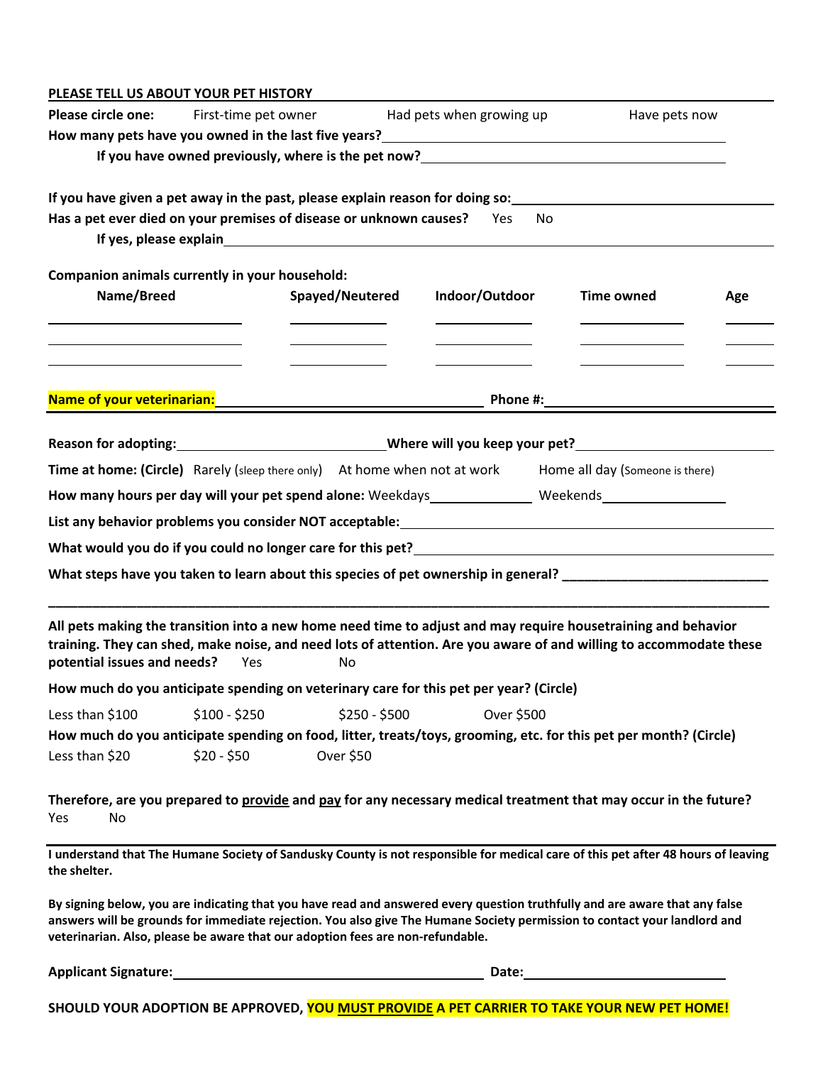**PLEASE TELL US ABOUT YOUR PET HISTORY**

**Please circle one:** First-time pet owner  Had pets when growing up  Have pets now

**How many pets have you owned in the last five years?**\_\_\_\_\_\_\_\_\_\_\_\_\_\_\_\_\_\_\_\_\_\_\_\_\_\_\_\_\_\_\_\_\_\_\_\_\_\_\_\_

**If you have owned previously, where is the pet now?**\_\_\_\_\_\_\_\_\_\_\_\_\_\_\_\_\_\_\_\_\_\_\_\_\_\_\_\_\_\_\_\_\_\_\_\_\_\_\_\_

**If you have given a pet away in the past, please explain reason for doing so:**\_\_\_\_\_\_\_\_\_\_\_\_\_\_\_\_\_\_\_\_\_\_\_\_\_\_\_\_

**Has a pet ever died on your premises of disease or unknown causes?** Yes No

**If yes, please explain**\_\_\_\_\_\_\_\_\_\_\_\_\_\_\_\_\_\_\_\_\_\_\_\_\_\_\_\_\_\_\_\_\_\_\_\_\_\_\_\_\_\_\_\_\_\_\_\_\_\_\_\_\_\_\_\_\_\_\_\_\_\_\_\_\_\_\_\_\_\_

**Companion animals currently in your household:**

| Name/Breed | Spayed/Neutered | Indoor/Outdoor | Time owned | Age |
|---|---|---|---|---|
| | | | | |
| | | | | |
| | | | | |

**Name of your veterinarian:**\_\_\_\_\_\_\_\_\_\_\_\_\_\_\_\_\_\_\_\_\_\_\_\_\_\_\_\_\_\_\_\_\_\_\_\_\_\_ **Phone #:**\_\_\_\_\_\_\_\_\_\_\_\_\_\_\_\_\_\_\_\_\_\_\_\_\_\_\_\_\_\_

**Reason for adopting:**\_\_\_\_\_\_\_\_\_\_\_\_\_\_\_\_\_\_\_\_\_\_\_\_\_\_\_\_\_\_**Where will you keep your pet?**\_\_\_\_\_\_\_\_\_\_\_\_\_\_\_\_\_\_\_\_\_\_\_\_\_\_\_\_\_\_

**Time at home: (Circle)** Rarely (sleep there only)  At home when not at work  Home all day (Someone is there)

**How many hours per day will your pet spend alone:** Weekdays\_\_\_\_\_\_\_\_\_\_\_\_\_\_\_\_ Weekends\_\_\_\_\_\_\_\_\_\_\_\_\_\_\_\_\_\_

**List any behavior problems you consider NOT acceptable:**\_\_\_\_\_\_\_\_\_\_\_\_\_\_\_\_\_\_\_\_\_\_\_\_\_\_\_\_\_\_\_\_\_\_\_\_\_\_\_\_\_\_\_\_\_\_\_\_\_\_

**What would you do if you could no longer care for this pet?**\_\_\_\_\_\_\_\_\_\_\_\_\_\_\_\_\_\_\_\_\_\_\_\_\_\_\_\_\_\_\_\_\_\_\_\_\_\_\_\_\_\_\_\_\_\_

**What steps have you taken to learn about this species of pet ownership in general?** \_\_\_\_\_\_\_\_\_\_\_\_\_\_\_\_\_\_\_\_\_\_\_\_\_\_\_\_

\_\_\_\_\_\_\_\_\_\_\_\_\_\_\_\_\_\_\_\_\_\_\_\_\_\_\_\_\_\_\_\_\_\_\_\_\_\_\_\_\_\_\_\_\_\_\_\_\_\_\_\_\_\_\_\_\_\_\_\_\_\_\_\_\_\_\_\_\_\_\_\_\_\_\_\_\_\_\_\_\_\_\_\_\_\_\_\_\_\_\_\_\_\_\_\_\_\_\_\_

**All pets making the transition into a new home need time to adjust and may require housetraining and behavior training. They can shed, make noise, and need lots of attention. Are you aware of and willing to accommodate these potential issues and needs?** Yes No

**How much do you anticipate spending on veterinary care for this pet per year? (Circle)**

Less than $100  $100 - $250  $250 - $500  Over $500

**How much do you anticipate spending on food, litter, treats/toys, grooming, etc. for this pet per month? (Circle)**

Less than $20  $20 - $50  Over $50

**Therefore, are you prepared to <u>provide</u> and <u>pay</u> for any necessary medical treatment that may occur in the future?**
Yes No

**I understand that The Humane Society of Sandusky County is not responsible for medical care of this pet after 48 hours of leaving the shelter.**

**By signing below, you are indicating that you have read and answered every question truthfully and are aware that any false answers will be grounds for immediate rejection. You also give The Humane Society permission to contact your landlord and veterinarian. Also, please be aware that our adoption fees are non-refundable.**

**Applicant Signature:**\_\_\_\_\_\_\_\_\_\_\_\_\_\_\_\_\_\_\_\_\_\_\_\_\_\_\_\_\_\_\_\_\_\_\_\_\_\_\_\_\_\_\_\_ **Date:**\_\_\_\_\_\_\_\_\_\_\_\_\_\_\_\_\_\_\_\_\_\_\_\_\_\_\_\_\_\_

**SHOULD YOUR ADOPTION BE APPROVED, YOU <u>MUST PROVIDE</u> A PET CARRIER TO TAKE YOUR NEW PET HOME!**